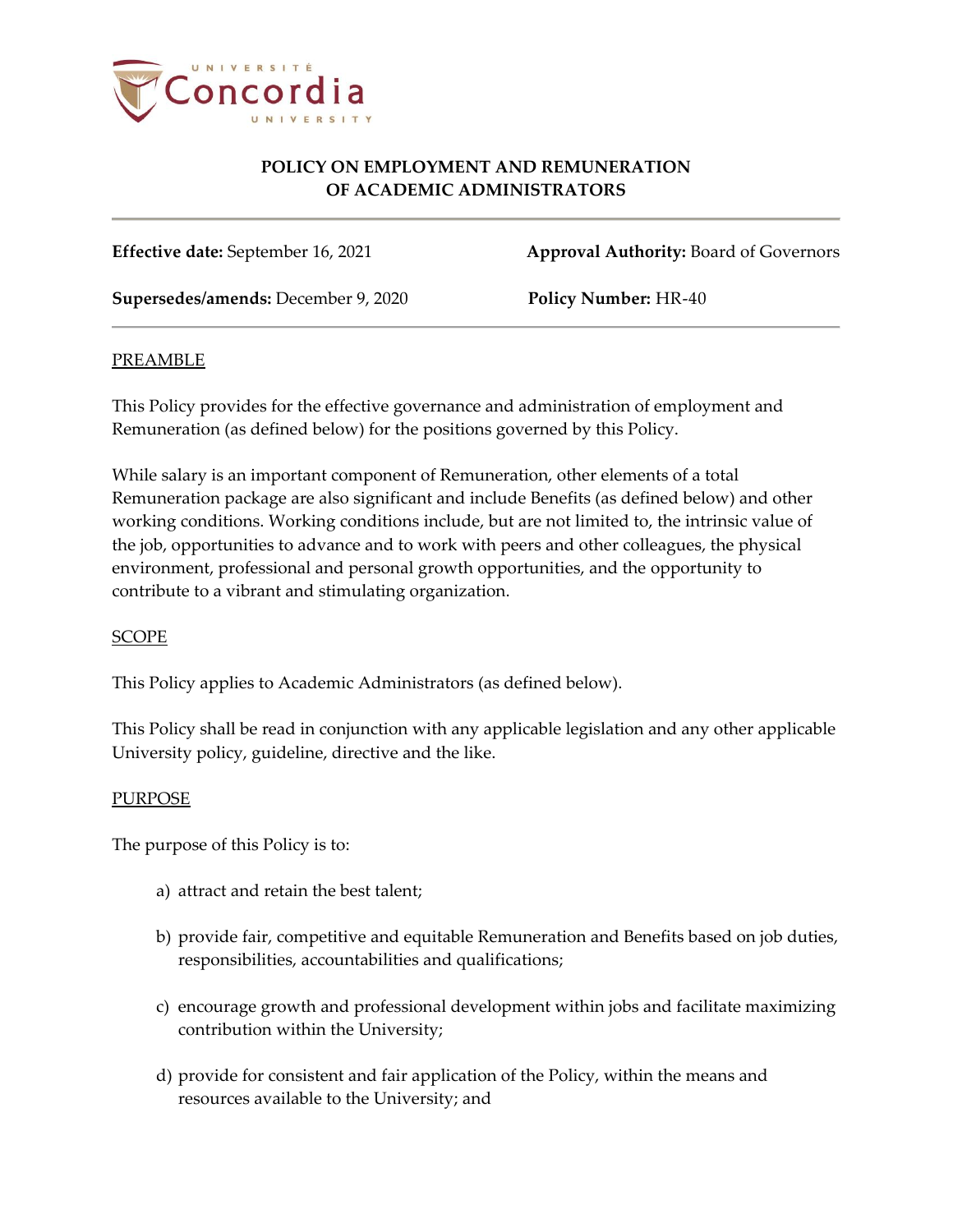# POLICY ON EMPLOYMENT AND REMUNERATION OF ACADEMIC ADMINISTRATORS

**Effective date:** September 16, 2021 **Approval Authority:** Board of Governors

**Supersedes/amends:** December 9, 2020 **Policy Number:** HR-40

## PREAMBLE

This Policy provides for the effective governance and administration of employment and Remuneration (as defined below) for the positions governed by this Policy.

While salary is an important component of Remuneration, other elements of a total Remuneration package are also significant and include Benefits (as defined below) and other working conditions. Working conditions include, but are not limited to, the intrinsic value of the job, opportunities to advance and to work with peers and other colleagues, the physical environment, professional and personal growth opportunities, and the opportunity to contribute to a vibrant and stimulating organization.

## SCOPE

This Policy applies to Academic Administrators (as defined below).

This Policy shall be read in conjunction with any applicable legislation and any other applicable University policy, guideline, directive and the like.

## PURPOSE

The purpose of this Policy is to:

a) attract and retain the best talent;

b) provide fair, competitive and equitable Remuneration and Benefits based on job duties, responsibilities, accountabilities and qualifications;

c) encourage growth and professional development within jobs and facilitate maximizing contribution within the University;

d) provide for consistent and fair application of the Policy, within the means and resources available to the University; and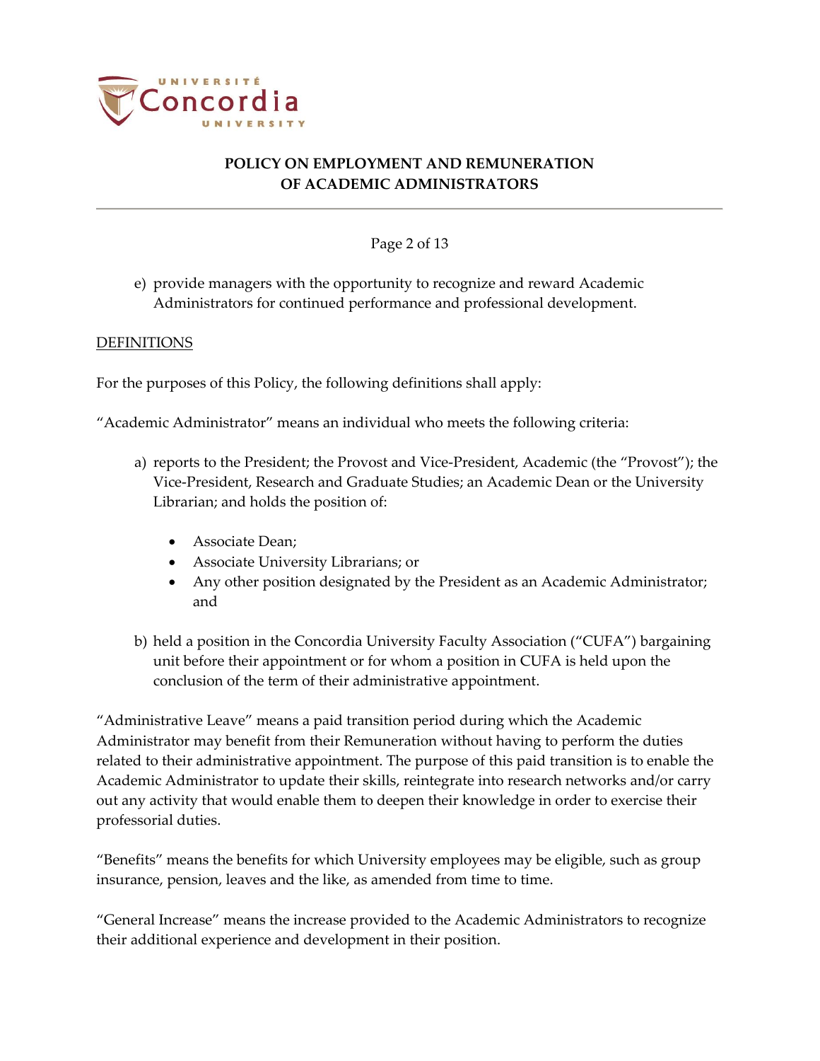e) provide managers with the opportunity to recognize and reward Academic Administrators for continued performance and professional development.

## DEFINITIONS

For the purposes of this Policy, the following definitions shall apply:

"Academic Administrator" means an individual who meets the following criteria:

a) reports to the President; the Provost and Vice-President, Academic (the "Provost"); the Vice-President, Research and Graduate Studies; an Academic Dean or the University Librarian; and holds the position of:

   - Associate Dean;
   - Associate University Librarians; or
   - Any other position designated by the President as an Academic Administrator; and

b) held a position in the Concordia University Faculty Association ("CUFA") bargaining unit before their appointment or for whom a position in CUFA is held upon the conclusion of the term of their administrative appointment.

"Administrative Leave" means a paid transition period during which the Academic Administrator may benefit from their Remuneration without having to perform the duties related to their administrative appointment. The purpose of this paid transition is to enable the Academic Administrator to update their skills, reintegrate into research networks and/or carry out any activity that would enable them to deepen their knowledge in order to exercise their professorial duties.

"Benefits" means the benefits for which University employees may be eligible, such as group insurance, pension, leaves and the like, as amended from time to time.

"General Increase" means the increase provided to the Academic Administrators to recognize their additional experience and development in their position.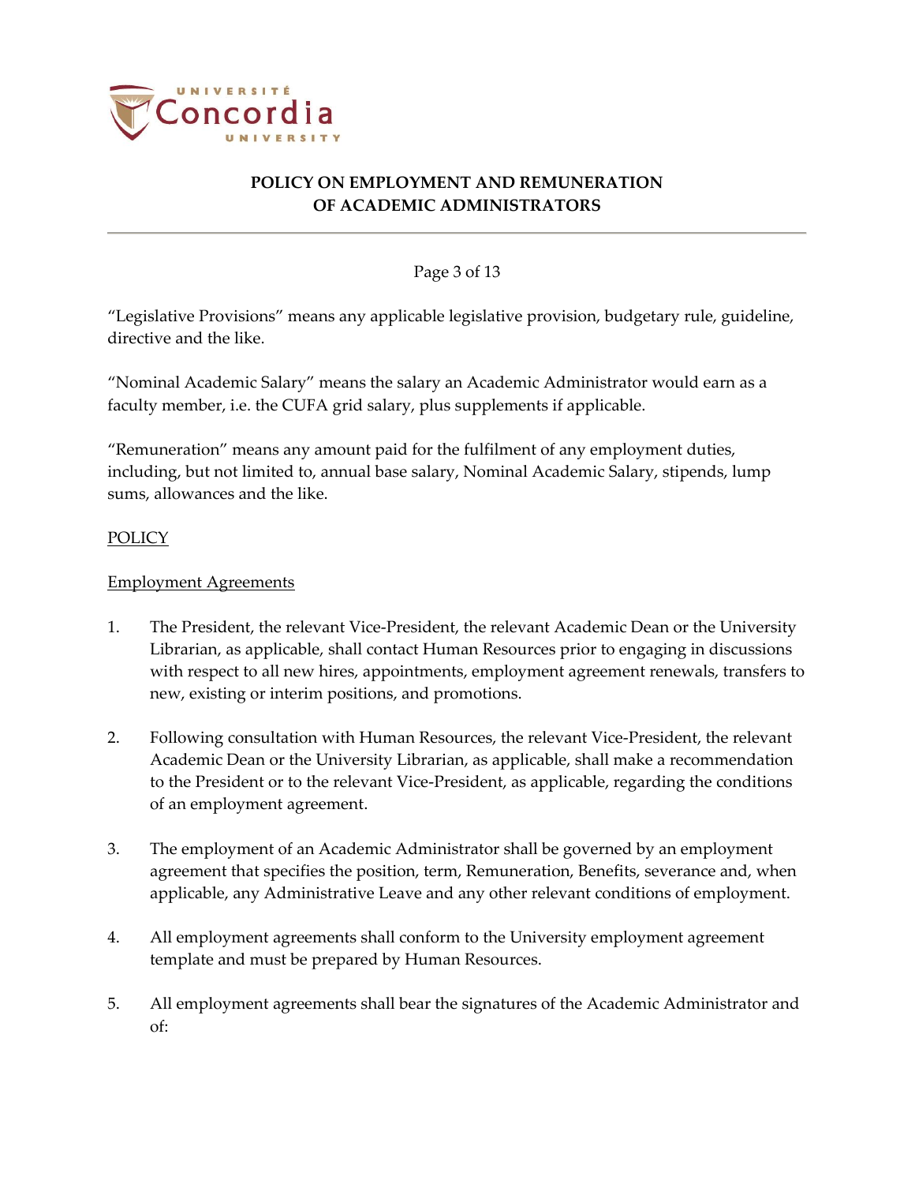"Legislative Provisions" means any applicable legislative provision, budgetary rule, guideline, directive and the like.

"Nominal Academic Salary" means the salary an Academic Administrator would earn as a faculty member, i.e. the CUFA grid salary, plus supplements if applicable.

"Remuneration" means any amount paid for the fulfilment of any employment duties, including, but not limited to, annual base salary, Nominal Academic Salary, stipends, lump sums, allowances and the like.

## POLICY

### Employment Agreements

1. The President, the relevant Vice-President, the relevant Academic Dean or the University Librarian, as applicable, shall contact Human Resources prior to engaging in discussions with respect to all new hires, appointments, employment agreement renewals, transfers to new, existing or interim positions, and promotions.

2. Following consultation with Human Resources, the relevant Vice-President, the relevant Academic Dean or the University Librarian, as applicable, shall make a recommendation to the President or to the relevant Vice-President, as applicable, regarding the conditions of an employment agreement.

3. The employment of an Academic Administrator shall be governed by an employment agreement that specifies the position, term, Remuneration, Benefits, severance and, when applicable, any Administrative Leave and any other relevant conditions of employment.

4. All employment agreements shall conform to the University employment agreement template and must be prepared by Human Resources.

5. All employment agreements shall bear the signatures of the Academic Administrator and of: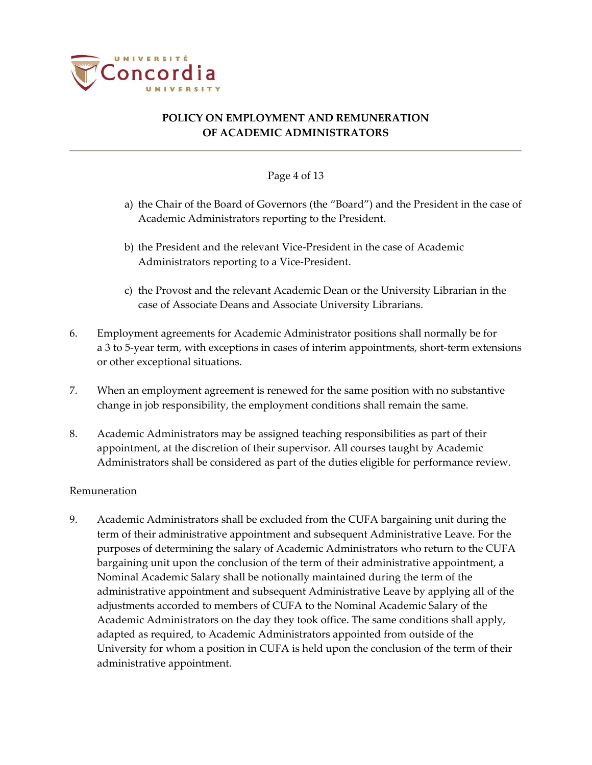a) the Chair of the Board of Governors (the “Board”) and the President in the case of Academic Administrators reporting to the President.

b) the President and the relevant Vice-President in the case of Academic Administrators reporting to a Vice-President.

c) the Provost and the relevant Academic Dean or the University Librarian in the case of Associate Deans and Associate University Librarians.

6. Employment agreements for Academic Administrator positions shall normally be for a 3 to 5-year term, with exceptions in cases of interim appointments, short-term extensions or other exceptional situations.

7. When an employment agreement is renewed for the same position with no substantive change in job responsibility, the employment conditions shall remain the same.

8. Academic Administrators may be assigned teaching responsibilities as part of their appointment, at the discretion of their supervisor. All courses taught by Academic Administrators shall be considered as part of the duties eligible for performance review.

<u>Remuneration</u>

9. Academic Administrators shall be excluded from the CUFA bargaining unit during the term of their administrative appointment and subsequent Administrative Leave. For the purposes of determining the salary of Academic Administrators who return to the CUFA bargaining unit upon the conclusion of the term of their administrative appointment, a Nominal Academic Salary shall be notionally maintained during the term of the administrative appointment and subsequent Administrative Leave by applying all of the adjustments accorded to members of CUFA to the Nominal Academic Salary of the Academic Administrators on the day they took office. The same conditions shall apply, adapted as required, to Academic Administrators appointed from outside of the University for whom a position in CUFA is held upon the conclusion of the term of their administrative appointment.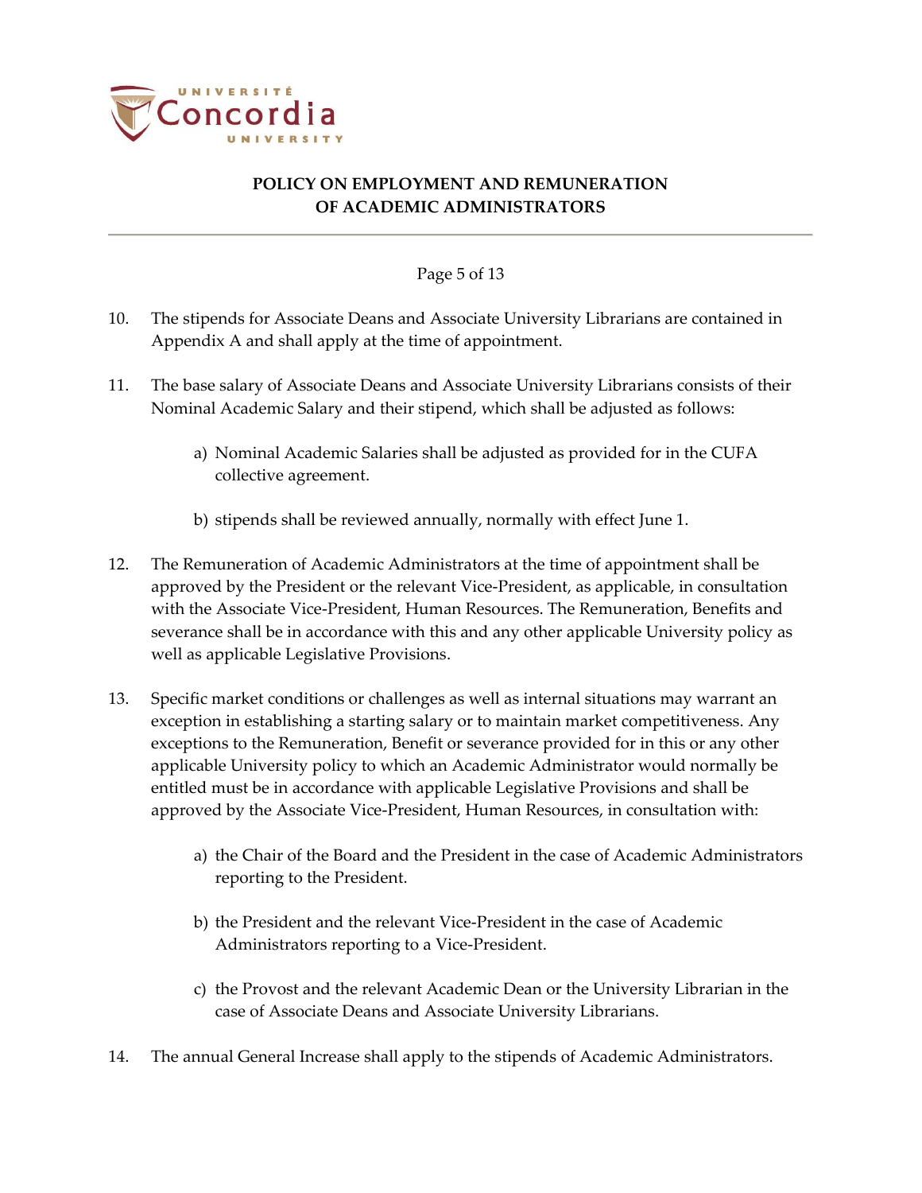10. The stipends for Associate Deans and Associate University Librarians are contained in Appendix A and shall apply at the time of appointment.

11. The base salary of Associate Deans and Associate University Librarians consists of their Nominal Academic Salary and their stipend, which shall be adjusted as follows:

    a) Nominal Academic Salaries shall be adjusted as provided for in the CUFA collective agreement.

    b) stipends shall be reviewed annually, normally with effect June 1.

12. The Remuneration of Academic Administrators at the time of appointment shall be approved by the President or the relevant Vice-President, as applicable, in consultation with the Associate Vice-President, Human Resources. The Remuneration, Benefits and severance shall be in accordance with this and any other applicable University policy as well as applicable Legislative Provisions.

13. Specific market conditions or challenges as well as internal situations may warrant an exception in establishing a starting salary or to maintain market competitiveness. Any exceptions to the Remuneration, Benefit or severance provided for in this or any other applicable University policy to which an Academic Administrator would normally be entitled must be in accordance with applicable Legislative Provisions and shall be approved by the Associate Vice-President, Human Resources, in consultation with:

    a) the Chair of the Board and the President in the case of Academic Administrators reporting to the President.

    b) the President and the relevant Vice-President in the case of Academic Administrators reporting to a Vice-President.

    c) the Provost and the relevant Academic Dean or the University Librarian in the case of Associate Deans and Associate University Librarians.

14. The annual General Increase shall apply to the stipends of Academic Administrators.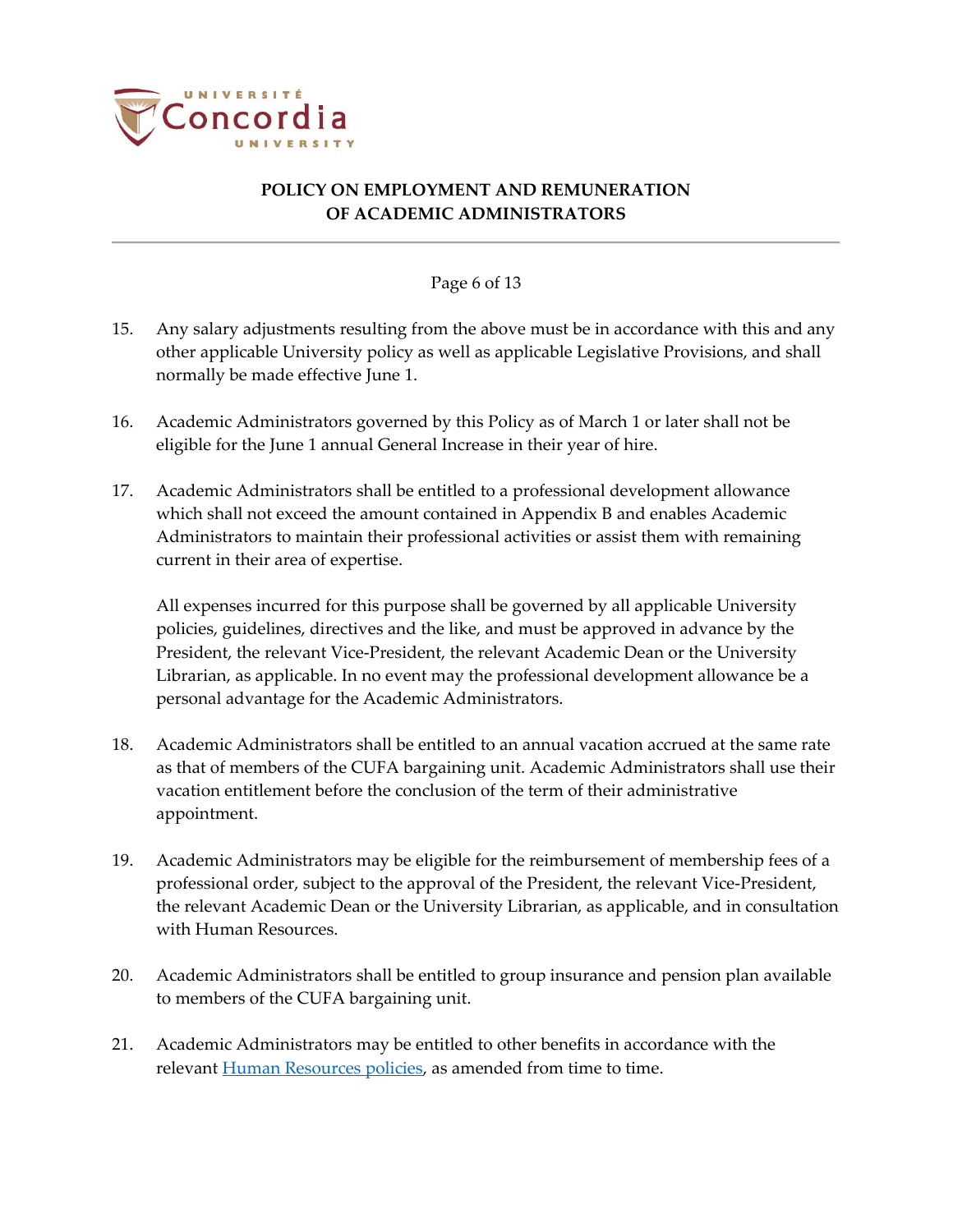15. Any salary adjustments resulting from the above must be in accordance with this and any other applicable University policy as well as applicable Legislative Provisions, and shall normally be made effective June 1.

16. Academic Administrators governed by this Policy as of March 1 or later shall not be eligible for the June 1 annual General Increase in their year of hire.

17. Academic Administrators shall be entitled to a professional development allowance which shall not exceed the amount contained in Appendix B and enables Academic Administrators to maintain their professional activities or assist them with remaining current in their area of expertise.

    All expenses incurred for this purpose shall be governed by all applicable University policies, guidelines, directives and the like, and must be approved in advance by the President, the relevant Vice-President, the relevant Academic Dean or the University Librarian, as applicable. In no event may the professional development allowance be a personal advantage for the Academic Administrators.

18. Academic Administrators shall be entitled to an annual vacation accrued at the same rate as that of members of the CUFA bargaining unit. Academic Administrators shall use their vacation entitlement before the conclusion of the term of their administrative appointment.

19. Academic Administrators may be eligible for the reimbursement of membership fees of a professional order, subject to the approval of the President, the relevant Vice-President, the relevant Academic Dean or the University Librarian, as applicable, and in consultation with Human Resources.

20. Academic Administrators shall be entitled to group insurance and pension plan available to members of the CUFA bargaining unit.

21. Academic Administrators may be entitled to other benefits in accordance with the relevant Human Resources policies, as amended from time to time.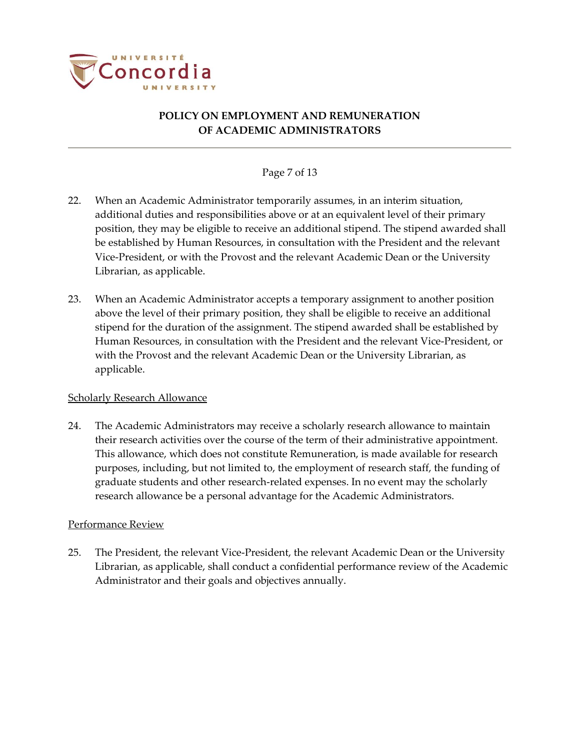22. When an Academic Administrator temporarily assumes, in an interim situation, additional duties and responsibilities above or at an equivalent level of their primary position, they may be eligible to receive an additional stipend. The stipend awarded shall be established by Human Resources, in consultation with the President and the relevant Vice-President, or with the Provost and the relevant Academic Dean or the University Librarian, as applicable.

23. When an Academic Administrator accepts a temporary assignment to another position above the level of their primary position, they shall be eligible to receive an additional stipend for the duration of the assignment. The stipend awarded shall be established by Human Resources, in consultation with the President and the relevant Vice-President, or with the Provost and the relevant Academic Dean or the University Librarian, as applicable.

<u>Scholarly Research Allowance</u>

24. The Academic Administrators may receive a scholarly research allowance to maintain their research activities over the course of the term of their administrative appointment. This allowance, which does not constitute Remuneration, is made available for research purposes, including, but not limited to, the employment of research staff, the funding of graduate students and other research-related expenses. In no event may the scholarly research allowance be a personal advantage for the Academic Administrators.

<u>Performance Review</u>

25. The President, the relevant Vice-President, the relevant Academic Dean or the University Librarian, as applicable, shall conduct a confidential performance review of the Academic Administrator and their goals and objectives annually.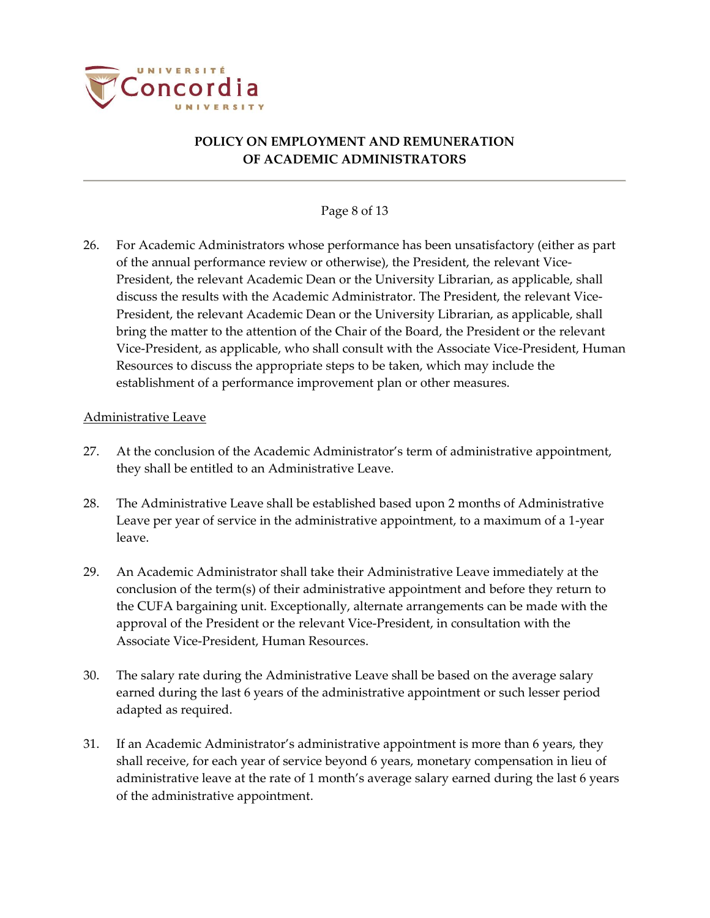26. For Academic Administrators whose performance has been unsatisfactory (either as part of the annual performance review or otherwise), the President, the relevant Vice-President, the relevant Academic Dean or the University Librarian, as applicable, shall discuss the results with the Academic Administrator. The President, the relevant Vice-President, the relevant Academic Dean or the University Librarian, as applicable, shall bring the matter to the attention of the Chair of the Board, the President or the relevant Vice-President, as applicable, who shall consult with the Associate Vice-President, Human Resources to discuss the appropriate steps to be taken, which may include the establishment of a performance improvement plan or other measures.

<u>Administrative Leave</u>

27. At the conclusion of the Academic Administrator's term of administrative appointment, they shall be entitled to an Administrative Leave.

28. The Administrative Leave shall be established based upon 2 months of Administrative Leave per year of service in the administrative appointment, to a maximum of a 1-year leave.

29. An Academic Administrator shall take their Administrative Leave immediately at the conclusion of the term(s) of their administrative appointment and before they return to the CUFA bargaining unit. Exceptionally, alternate arrangements can be made with the approval of the President or the relevant Vice-President, in consultation with the Associate Vice-President, Human Resources.

30. The salary rate during the Administrative Leave shall be based on the average salary earned during the last 6 years of the administrative appointment or such lesser period adapted as required.

31. If an Academic Administrator's administrative appointment is more than 6 years, they shall receive, for each year of service beyond 6 years, monetary compensation in lieu of administrative leave at the rate of 1 month's average salary earned during the last 6 years of the administrative appointment.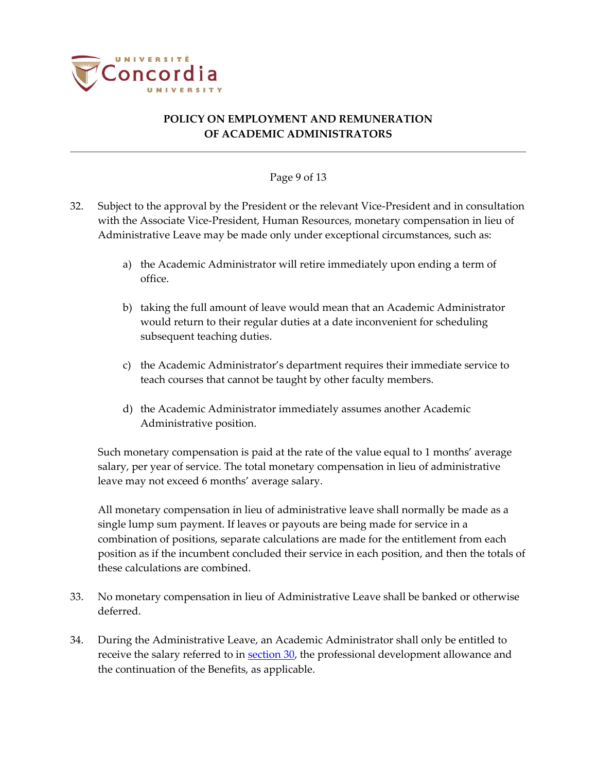32. Subject to the approval by the President or the relevant Vice-President and in consultation with the Associate Vice-President, Human Resources, monetary compensation in lieu of Administrative Leave may be made only under exceptional circumstances, such as:

    a) the Academic Administrator will retire immediately upon ending a term of office.

    b) taking the full amount of leave would mean that an Academic Administrator would return to their regular duties at a date inconvenient for scheduling subsequent teaching duties.

    c) the Academic Administrator's department requires their immediate service to teach courses that cannot be taught by other faculty members.

    d) the Academic Administrator immediately assumes another Academic Administrative position.

    Such monetary compensation is paid at the rate of the value equal to 1 months' average salary, per year of service. The total monetary compensation in lieu of administrative leave may not exceed 6 months' average salary.

    All monetary compensation in lieu of administrative leave shall normally be made as a single lump sum payment. If leaves or payouts are being made for service in a combination of positions, separate calculations are made for the entitlement from each position as if the incumbent concluded their service in each position, and then the totals of these calculations are combined.

33. No monetary compensation in lieu of Administrative Leave shall be banked or otherwise deferred.

34. During the Administrative Leave, an Academic Administrator shall only be entitled to receive the salary referred to in section 30, the professional development allowance and the continuation of the Benefits, as applicable.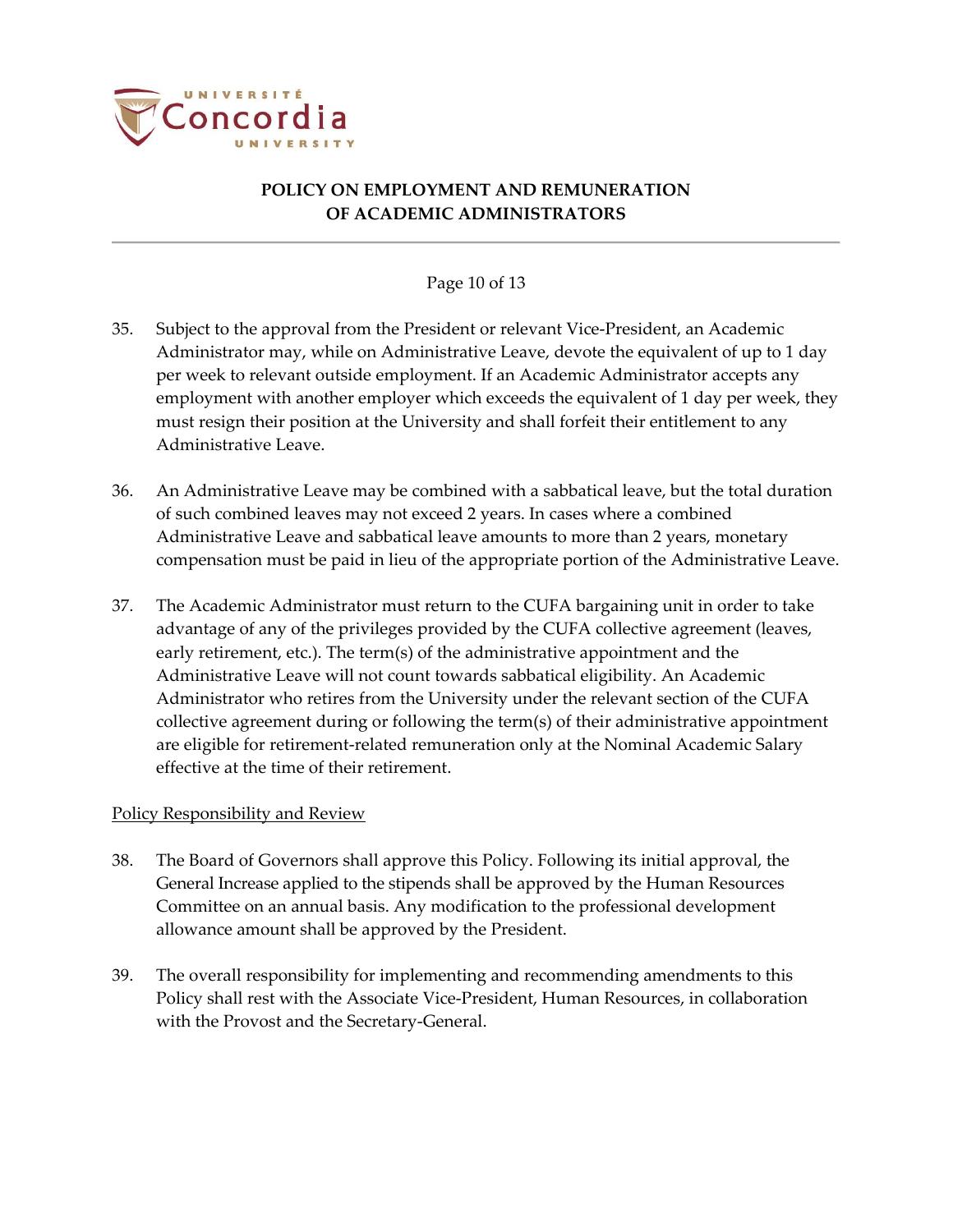35. Subject to the approval from the President or relevant Vice-President, an Academic Administrator may, while on Administrative Leave, devote the equivalent of up to 1 day per week to relevant outside employment. If an Academic Administrator accepts any employment with another employer which exceeds the equivalent of 1 day per week, they must resign their position at the University and shall forfeit their entitlement to any Administrative Leave.

36. An Administrative Leave may be combined with a sabbatical leave, but the total duration of such combined leaves may not exceed 2 years. In cases where a combined Administrative Leave and sabbatical leave amounts to more than 2 years, monetary compensation must be paid in lieu of the appropriate portion of the Administrative Leave.

37. The Academic Administrator must return to the CUFA bargaining unit in order to take advantage of any of the privileges provided by the CUFA collective agreement (leaves, early retirement, etc.). The term(s) of the administrative appointment and the Administrative Leave will not count towards sabbatical eligibility. An Academic Administrator who retires from the University under the relevant section of the CUFA collective agreement during or following the term(s) of their administrative appointment are eligible for retirement-related remuneration only at the Nominal Academic Salary effective at the time of their retirement.

<u>Policy Responsibility and Review</u>

38. The Board of Governors shall approve this Policy. Following its initial approval, the General Increase applied to the stipends shall be approved by the Human Resources Committee on an annual basis. Any modification to the professional development allowance amount shall be approved by the President.

39. The overall responsibility for implementing and recommending amendments to this Policy shall rest with the Associate Vice-President, Human Resources, in collaboration with the Provost and the Secretary-General.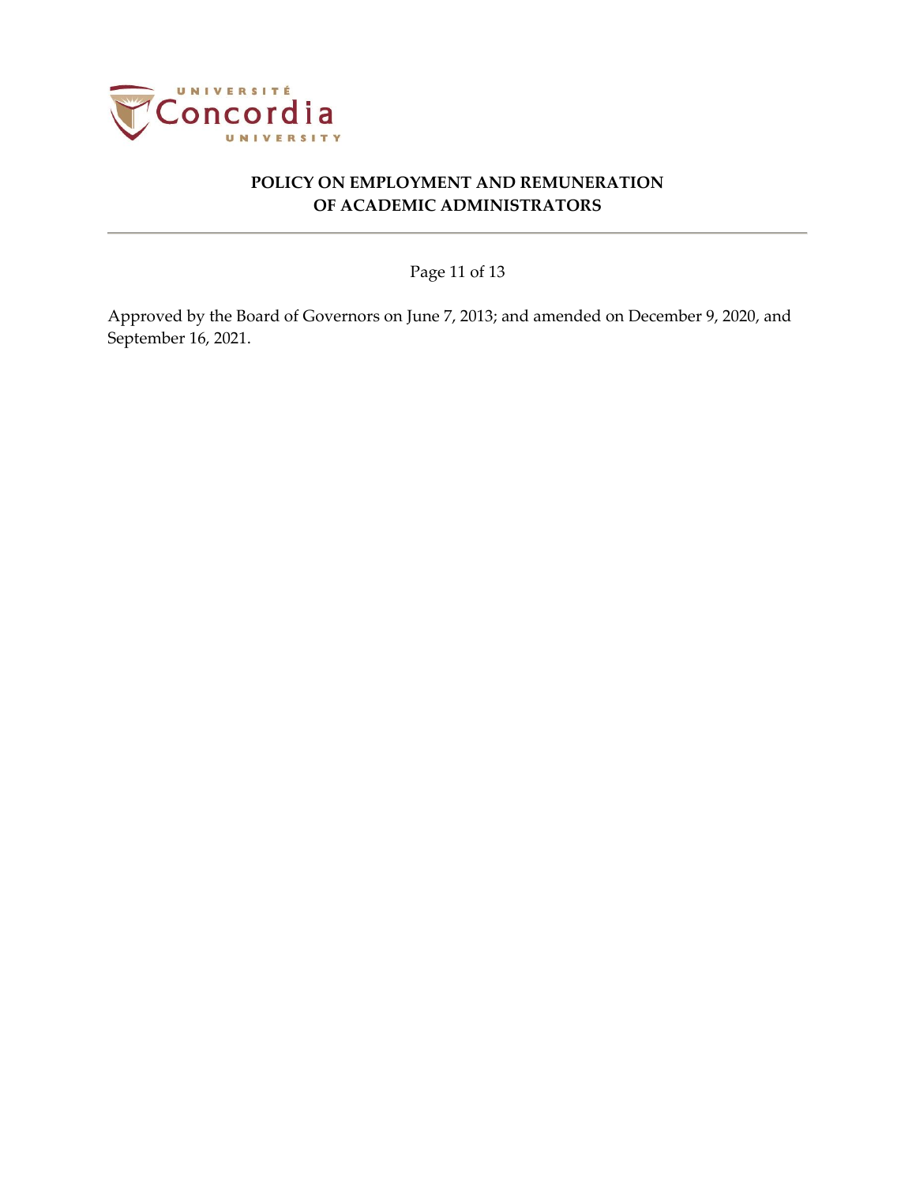Approved by the Board of Governors on June 7, 2013; and amended on December 9, 2020, and September 16, 2021.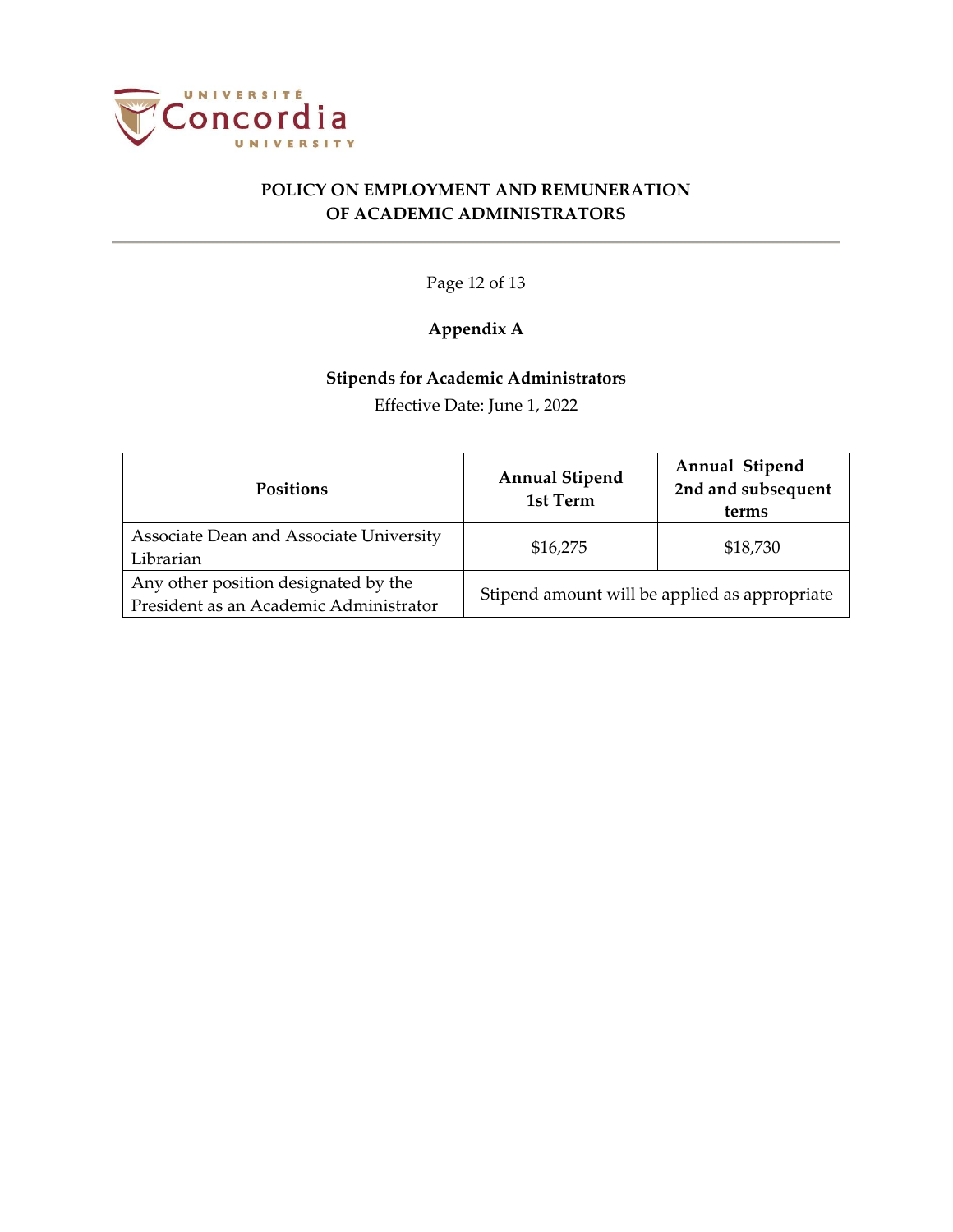# Appendix A

## Stipends for Academic Administrators

Effective Date: June 1, 2022

| Positions | Annual Stipend 1st Term | Annual Stipend 2nd and subsequent terms |
|---|---|---|
| Associate Dean and Associate University Librarian | $16,275 | $18,730 |
| Any other position designated by the President as an Academic Administrator | Stipend amount will be applied as appropriate | |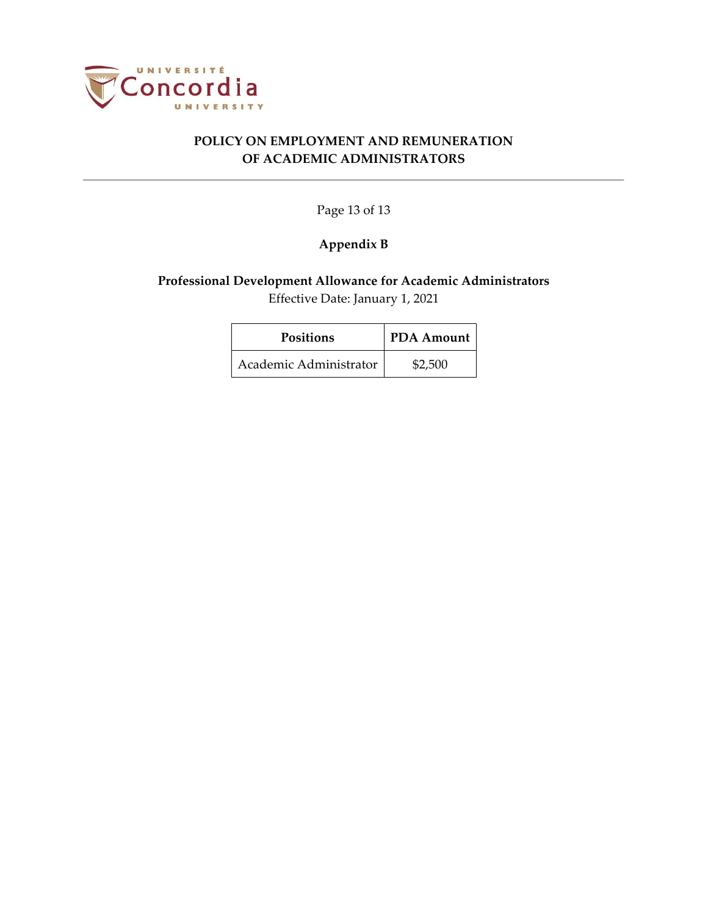## Appendix B

### Professional Development Allowance for Academic Administrators

Effective Date: January 1, 2021

| Positions | PDA Amount |
|---|---|
| Academic Administrator | $2,500 |